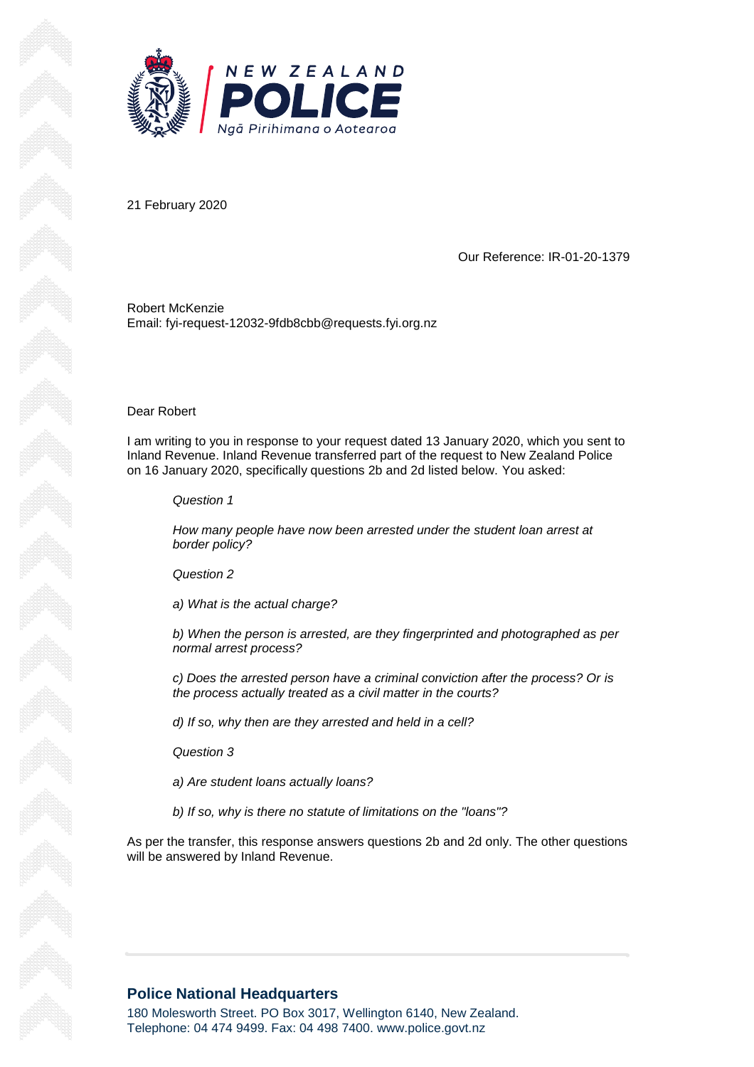NEW ZEALAND
**POLICE**
*Ngā Pirihimana o Aotearoa*

21 February 2020

Our Reference: IR-01-20-1379

Robert McKenzie
Email: fyi-request-12032-9fdb8cbb@requests.fyi.org.nz

Dear Robert

I am writing to you in response to your request dated 13 January 2020, which you sent to Inland Revenue. Inland Revenue transferred part of the request to New Zealand Police on 16 January 2020, specifically questions 2b and 2d listed below. You asked:

> *Question 1*
>
> *How many people have now been arrested under the student loan arrest at border policy?*
>
> *Question 2*
>
> *a) What is the actual charge?*
>
> *b) When the person is arrested, are they fingerprinted and photographed as per normal arrest process?*
>
> *c) Does the arrested person have a criminal conviction after the process? Or is the process actually treated as a civil matter in the courts?*
>
> *d) If so, why then are they arrested and held in a cell?*
>
> *Question 3*
>
> *a) Are student loans actually loans?*
>
> *b) If so, why is there no statute of limitations on the "loans"?*

As per the transfer, this response answers questions 2b and 2d only. The other questions will be answered by Inland Revenue.

**Police National Headquarters**
180 Molesworth Street. PO Box 3017, Wellington 6140, New Zealand.
Telephone: 04 474 9499. Fax: 04 498 7400. www.police.govt.nz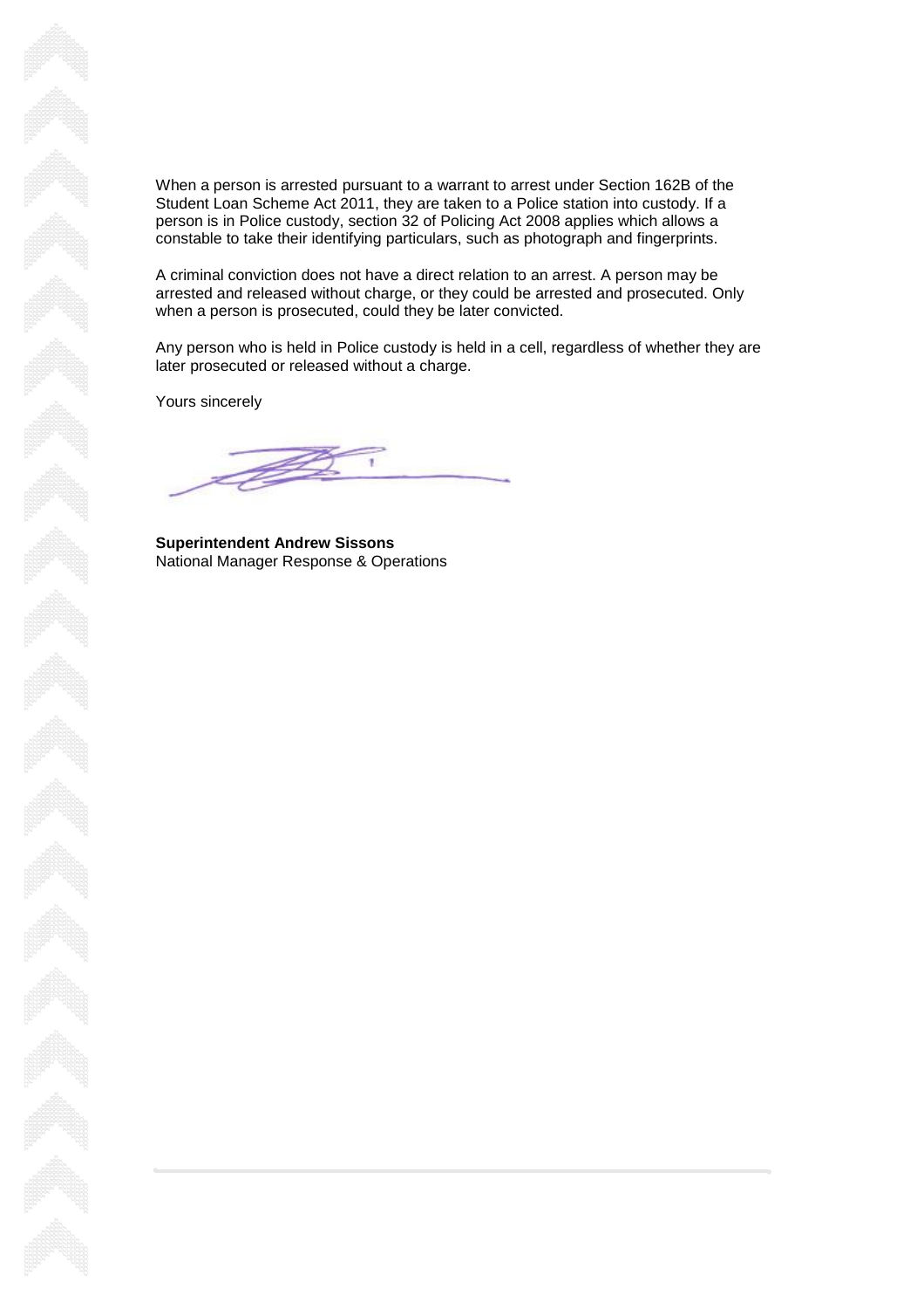When a person is arrested pursuant to a warrant to arrest under Section 162B of the Student Loan Scheme Act 2011, they are taken to a Police station into custody. If a person is in Police custody, section 32 of Policing Act 2008 applies which allows a constable to take their identifying particulars, such as photograph and fingerprints.

A criminal conviction does not have a direct relation to an arrest. A person may be arrested and released without charge, or they could be arrested and prosecuted. Only when a person is prosecuted, could they be later convicted.

Any person who is held in Police custody is held in a cell, regardless of whether they are later prosecuted or released without a charge.

Yours sincerely

**Superintendent Andrew Sissons**
National Manager Response & Operations